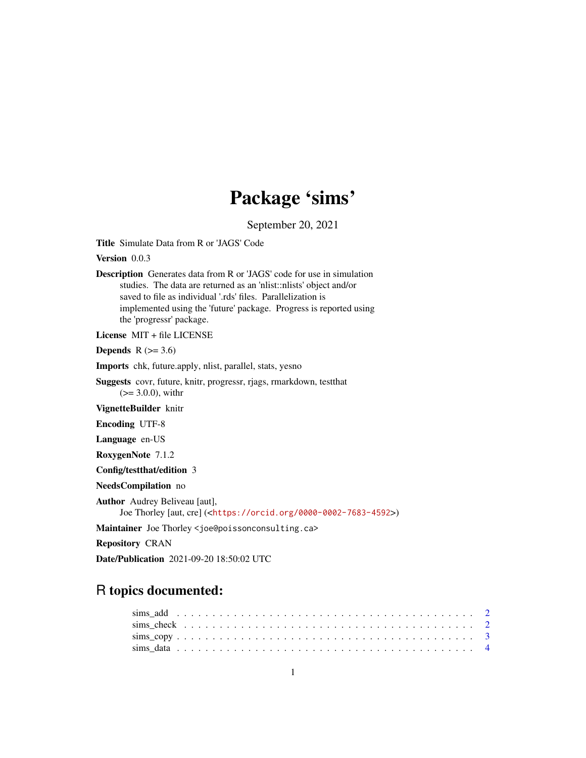# Package 'sims'

September 20, 2021

**Title** Simulate Data from R or 'JAGS' Code

**Version** 0.0.3

**Description** Generates data from R or 'JAGS' code for use in simulation studies. The data are returned as an 'nlist::nlists' object and/or saved to file as individual '.rds' files. Parallelization is implemented using the 'future' package. Progress is reported using the 'progressr' package.

**License** MIT + file LICENSE

**Depends** R (>= 3.6)

**Imports** chk, future.apply, nlist, parallel, stats, yesno

**Suggests** covr, future, knitr, progressr, rjags, rmarkdown, testthat (>= 3.0.0), withr

**VignetteBuilder** knitr

**Encoding** UTF-8

**Language** en-US

**RoxygenNote** 7.1.2

**Config/testthat/edition** 3

**NeedsCompilation** no

**Author** Audrey Beliveau [aut],
Joe Thorley [aut, cre] (<https://orcid.org/0000-0002-7683-4592>)

**Maintainer** Joe Thorley <joe@poissonconsulting.ca>

**Repository** CRAN

**Date/Publication** 2021-09-20 18:50:02 UTC

## R topics documented:

| | |
|---|---|
| sims_add | 2 |
| sims_check | 2 |
| sims_copy | 3 |
| sims_data | 4 |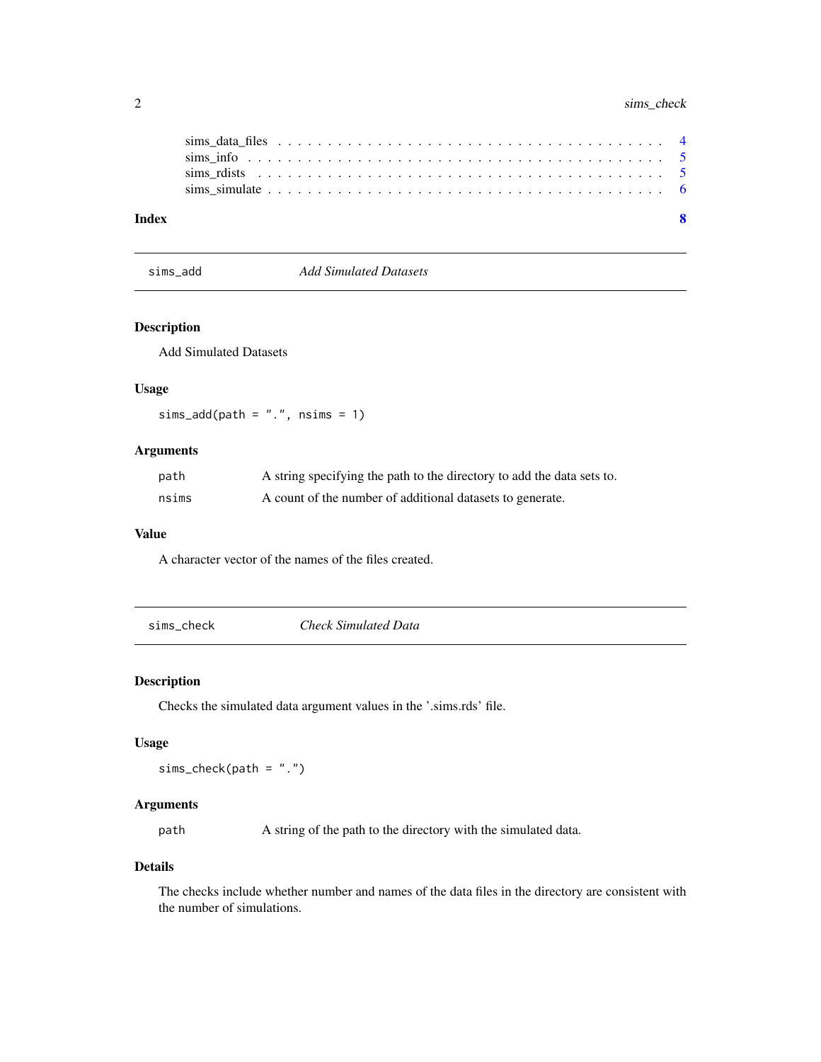sims_data_files . . . . . . . . . . . . . . . . . . . . . . . . . . . . . . . . . . . . . 4
sims_info . . . . . . . . . . . . . . . . . . . . . . . . . . . . . . . . . . . . . . . . 5
sims_rdists . . . . . . . . . . . . . . . . . . . . . . . . . . . . . . . . . . . . . . . 5
sims_simulate . . . . . . . . . . . . . . . . . . . . . . . . . . . . . . . . . . . . . . 6

**Index** **8**

---

## sims_add *Add Simulated Datasets*

### Description

Add Simulated Datasets

### Usage

```
sims_add(path = ".", nsims = 1)
```

### Arguments

| | |
|---|---|
| path | A string specifying the path to the directory to add the data sets to. |
| nsims | A count of the number of additional datasets to generate. |

### Value

A character vector of the names of the files created.

---

## sims_check *Check Simulated Data*

### Description

Checks the simulated data argument values in the '.sims.rds' file.

### Usage

```
sims_check(path = ".")
```

### Arguments

| | |
|---|---|
| path | A string of the path to the directory with the simulated data. |

### Details

The checks include whether number and names of the data files in the directory are consistent with the number of simulations.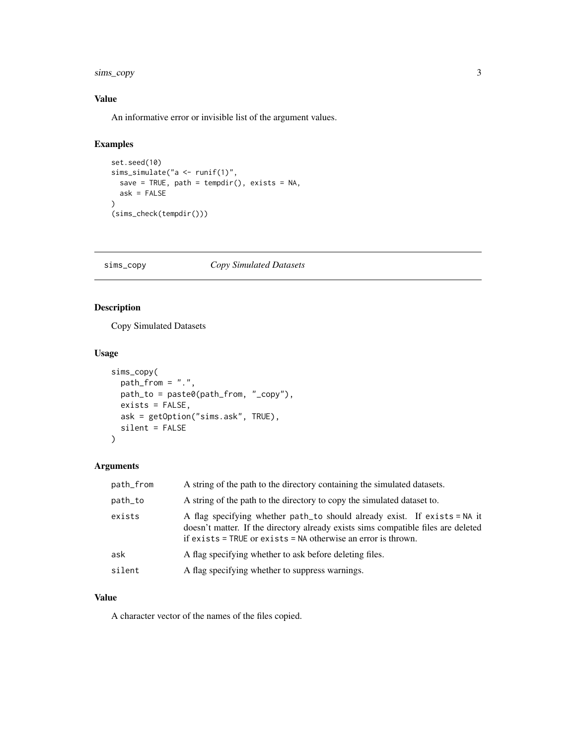## Value

An informative error or invisible list of the argument values.

## Examples

```
set.seed(10)
sims_simulate("a <- runif(1)",
  save = TRUE, path = tempdir(), exists = NA,
  ask = FALSE
)
(sims_check(tempdir()))
```

---

# sims_copy *Copy Simulated Datasets*

---

## Description

Copy Simulated Datasets

## Usage

```
sims_copy(
  path_from = ".",
  path_to = paste0(path_from, "_copy"),
  exists = FALSE,
  ask = getOption("sims.ask", TRUE),
  silent = FALSE
)
```

## Arguments

| | |
|---|---|
| `path_from` | A string of the path to the directory containing the simulated datasets. |
| `path_to` | A string of the path to the directory to copy the simulated dataset to. |
| `exists` | A flag specifying whether `path_to` should already exist. If `exists = NA` it doesn't matter. If the directory already exists sims compatible files are deleted if `exists = TRUE` or `exists = NA` otherwise an error is thrown. |
| `ask` | A flag specifying whether to ask before deleting files. |
| `silent` | A flag specifying whether to suppress warnings. |

## Value

A character vector of the names of the files copied.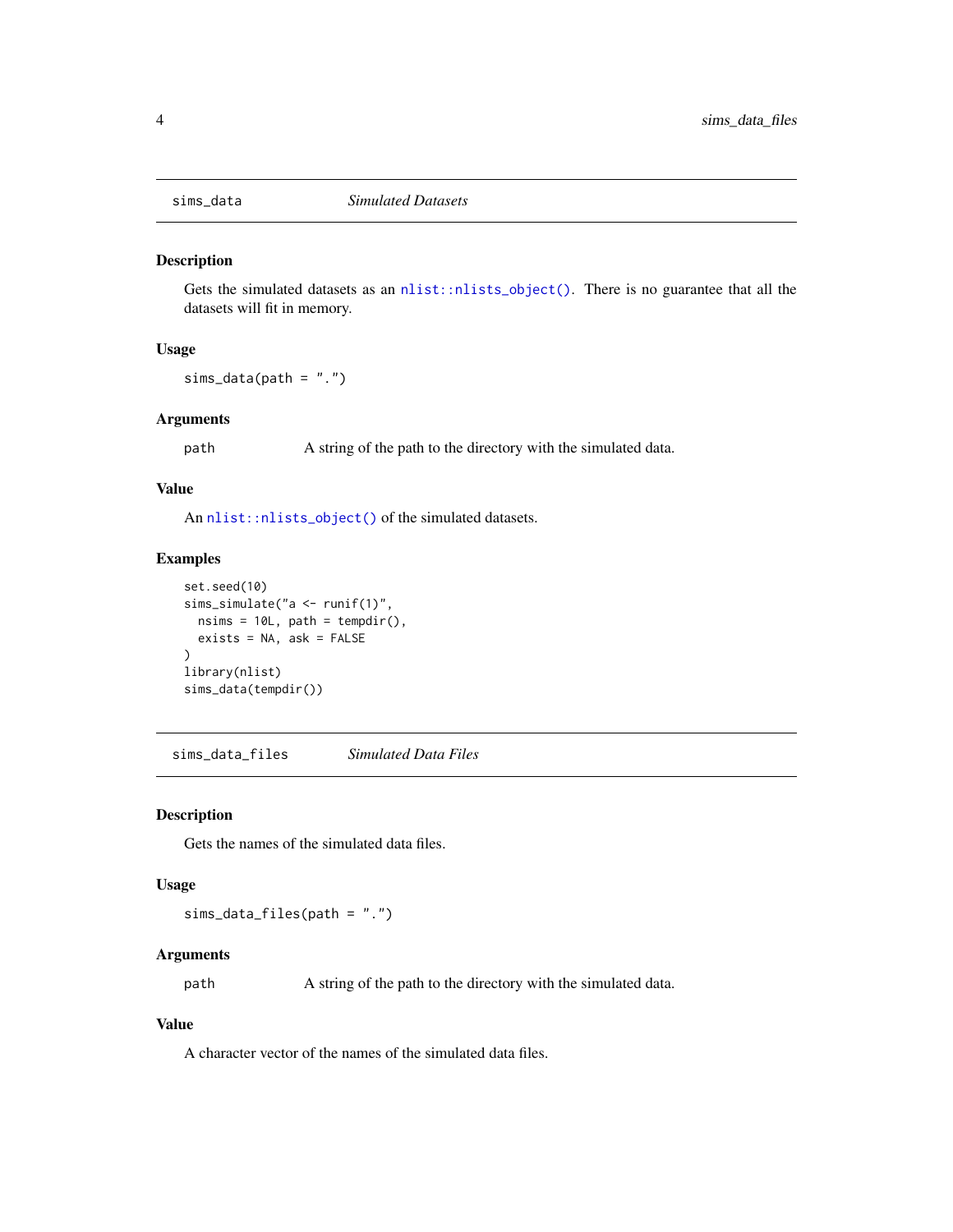## sims_data *Simulated Datasets*

### Description

Gets the simulated datasets as an `nlist::nlists_object()`. There is no guarantee that all the datasets will fit in memory.

### Usage

```
sims_data(path = ".")
```

### Arguments

| | |
|---|---|
| path | A string of the path to the directory with the simulated data. |

### Value

An `nlist::nlists_object()` of the simulated datasets.

### Examples

```
set.seed(10)
sims_simulate("a <- runif(1)",
  nsims = 10L, path = tempdir(),
  exists = NA, ask = FALSE
)
library(nlist)
sims_data(tempdir())
```

## sims_data_files *Simulated Data Files*

### Description

Gets the names of the simulated data files.

### Usage

```
sims_data_files(path = ".")
```

### Arguments

| | |
|---|---|
| path | A string of the path to the directory with the simulated data. |

### Value

A character vector of the names of the simulated data files.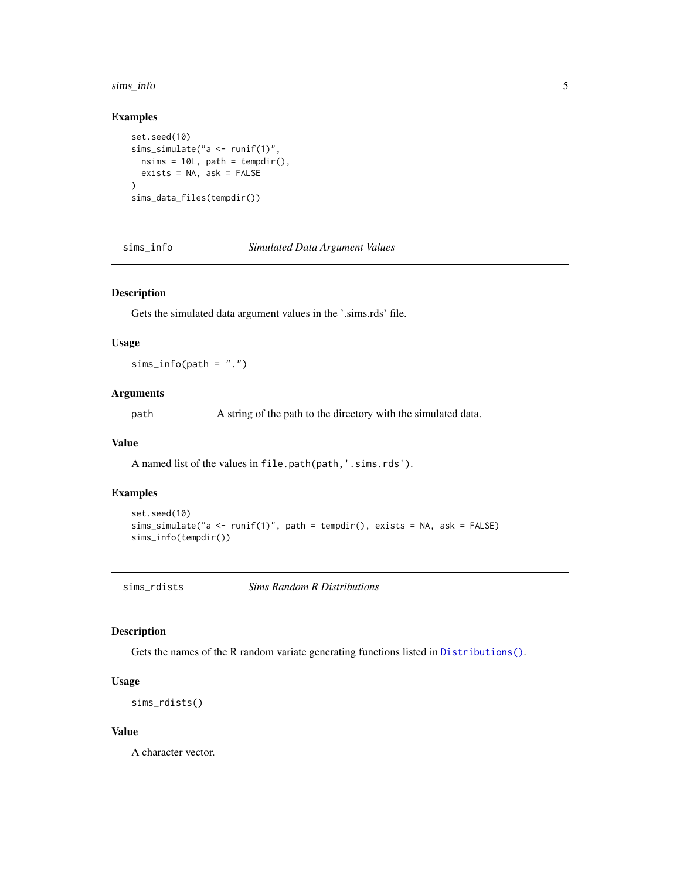### Examples

```
set.seed(10)
sims_simulate("a <- runif(1)",
  nsims = 10L, path = tempdir(),
  exists = NA, ask = FALSE
)
sims_data_files(tempdir())
```

---

## sims_info — *Simulated Data Argument Values*

### Description

Gets the simulated data argument values in the '.sims.rds' file.

### Usage

```
sims_info(path = ".")
```

### Arguments

| | |
|---|---|
| path | A string of the path to the directory with the simulated data. |

### Value

A named list of the values in `file.path(path,'.sims.rds')`.

### Examples

```
set.seed(10)
sims_simulate("a <- runif(1)", path = tempdir(), exists = NA, ask = FALSE)
sims_info(tempdir())
```

---

## sims_rdists — *Sims Random R Distributions*

### Description

Gets the names of the R random variate generating functions listed in `Distributions()`.

### Usage

```
sims_rdists()
```

### Value

A character vector.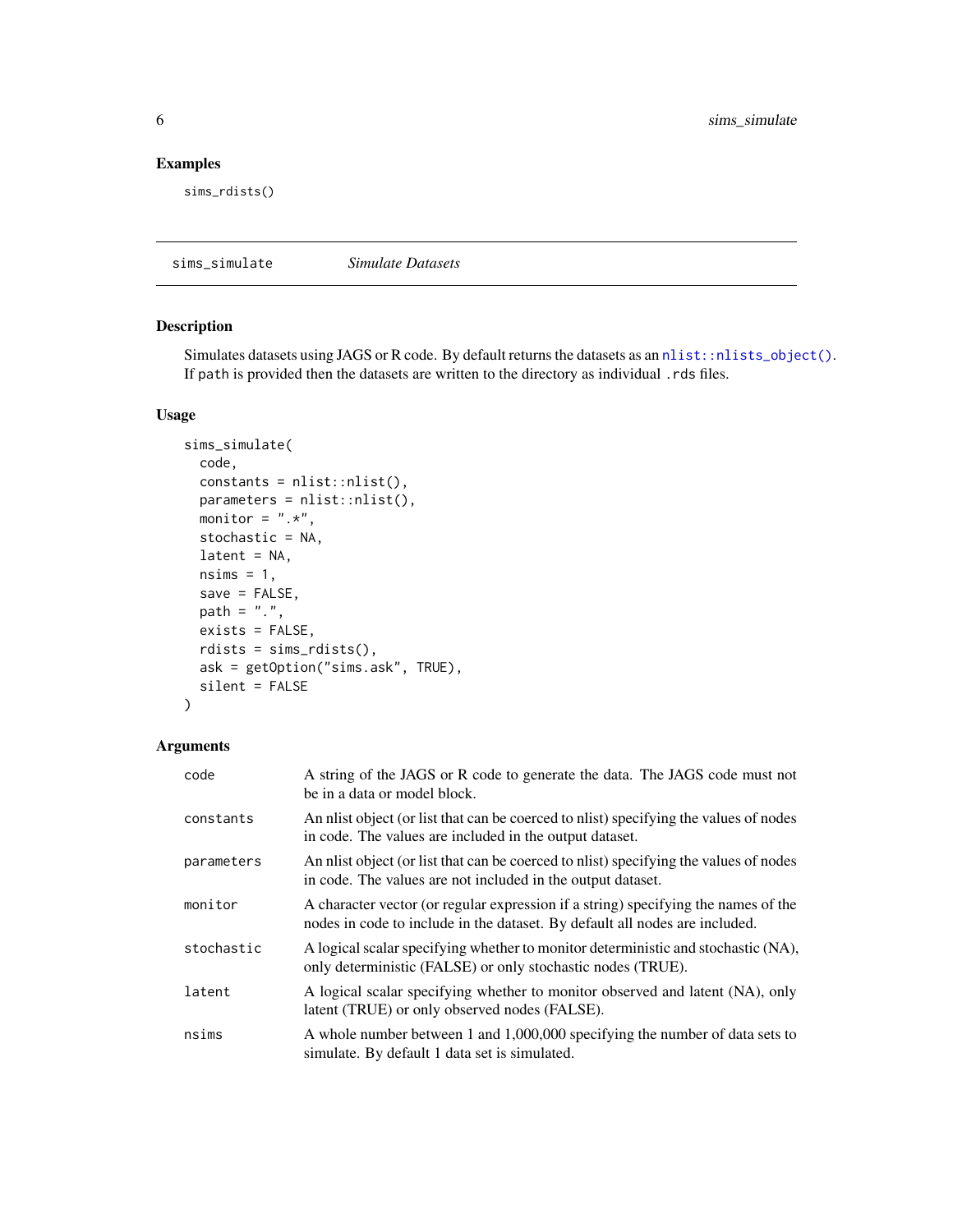## Examples

```
sims_rdists()
```

---

# sims_simulate *Simulate Datasets*

## Description

Simulates datasets using JAGS or R code. By default returns the datasets as an `nlist::nlists_object()`. If `path` is provided then the datasets are written to the directory as individual `.rds` files.

## Usage

```
sims_simulate(
  code,
  constants = nlist::nlist(),
  parameters = nlist::nlist(),
  monitor = ".*",
  stochastic = NA,
  latent = NA,
  nsims = 1,
  save = FALSE,
  path = ".",
  exists = FALSE,
  rdists = sims_rdists(),
  ask = getOption("sims.ask", TRUE),
  silent = FALSE
)
```

## Arguments

| | |
|---|---|
| `code` | A string of the JAGS or R code to generate the data. The JAGS code must not be in a data or model block. |
| `constants` | An nlist object (or list that can be coerced to nlist) specifying the values of nodes in code. The values are included in the output dataset. |
| `parameters` | An nlist object (or list that can be coerced to nlist) specifying the values of nodes in code. The values are not included in the output dataset. |
| `monitor` | A character vector (or regular expression if a string) specifying the names of the nodes in code to include in the dataset. By default all nodes are included. |
| `stochastic` | A logical scalar specifying whether to monitor deterministic and stochastic (NA), only deterministic (FALSE) or only stochastic nodes (TRUE). |
| `latent` | A logical scalar specifying whether to monitor observed and latent (NA), only latent (TRUE) or only observed nodes (FALSE). |
| `nsims` | A whole number between 1 and 1,000,000 specifying the number of data sets to simulate. By default 1 data set is simulated. |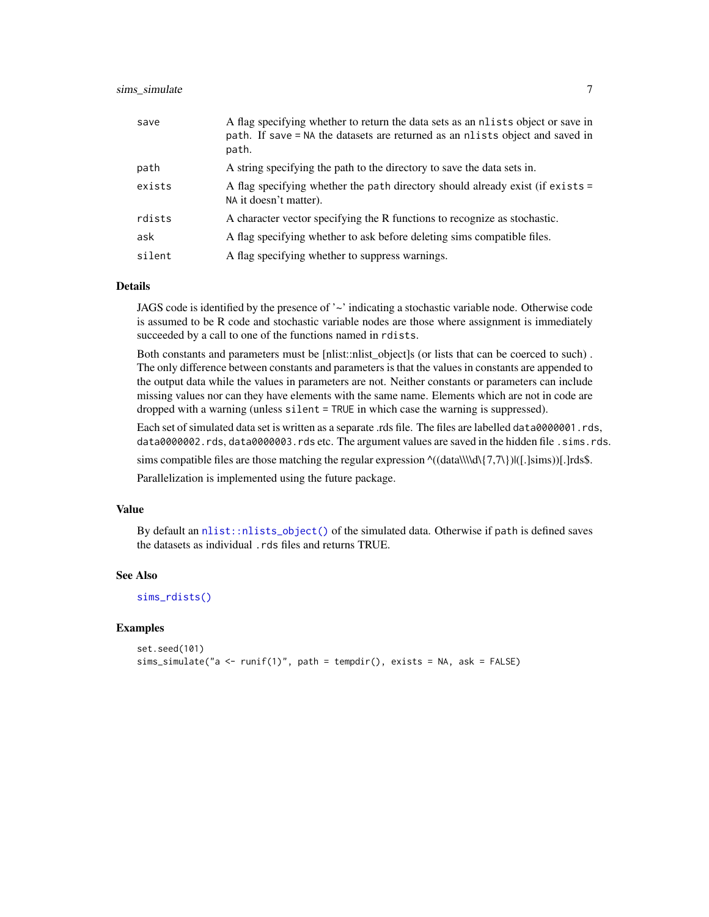| | |
|---|---|
| save | A flag specifying whether to return the data sets as an `nlists` object or save in `path`. If `save = NA` the datasets are returned as an `nlists` object and saved in `path`. |
| path | A string specifying the path to the directory to save the data sets in. |
| exists | A flag specifying whether the `path` directory should already exist (if `exists = NA` it doesn't matter). |
| rdists | A character vector specifying the R functions to recognize as stochastic. |
| ask | A flag specifying whether to ask before deleting sims compatible files. |
| silent | A flag specifying whether to suppress warnings. |

## Details

JAGS code is identified by the presence of '~' indicating a stochastic variable node. Otherwise code is assumed to be R code and stochastic variable nodes are those where assignment is immediately succeeded by a call to one of the functions named in `rdists`.

Both constants and parameters must be [nlist::nlist_object]s (or lists that can be coerced to such) . The only difference between constants and parameters is that the values in constants are appended to the output data while the values in parameters are not. Neither constants or parameters can include missing values nor can they have elements with the same name. Elements which are not in code are dropped with a warning (unless `silent = TRUE` in which case the warning is suppressed).

Each set of simulated data set is written as a separate .rds file. The files are labelled `data0000001.rds`, `data0000002.rds`, `data0000003.rds` etc. The argument values are saved in the hidden file `.sims.rds`.

sims compatible files are those matching the regular expression ^((data\\\\d\{7,7\})|([.]sims))[.]rds$.

Parallelization is implemented using the future package.

## Value

By default an `nlist::nlists_object()` of the simulated data. Otherwise if `path` is defined saves the datasets as individual `.rds` files and returns TRUE.

## See Also

`sims_rdists()`

## Examples

```
set.seed(101)
sims_simulate("a <- runif(1)", path = tempdir(), exists = NA, ask = FALSE)
```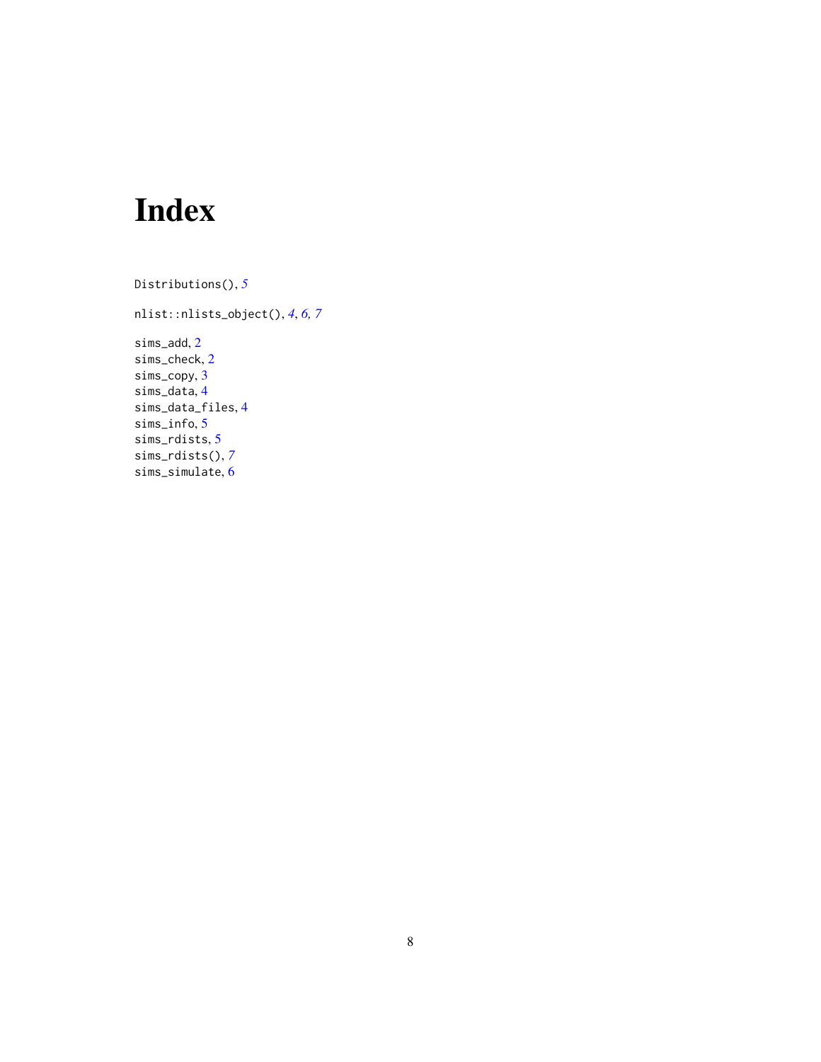# Index

Distributions(), *5*

nlist::nlists_object(), *4*, *6, 7*

sims_add, 2
sims_check, 2
sims_copy, 3
sims_data, 4
sims_data_files, 4
sims_info, 5
sims_rdists, 5
sims_rdists(), *7*
sims_simulate, 6